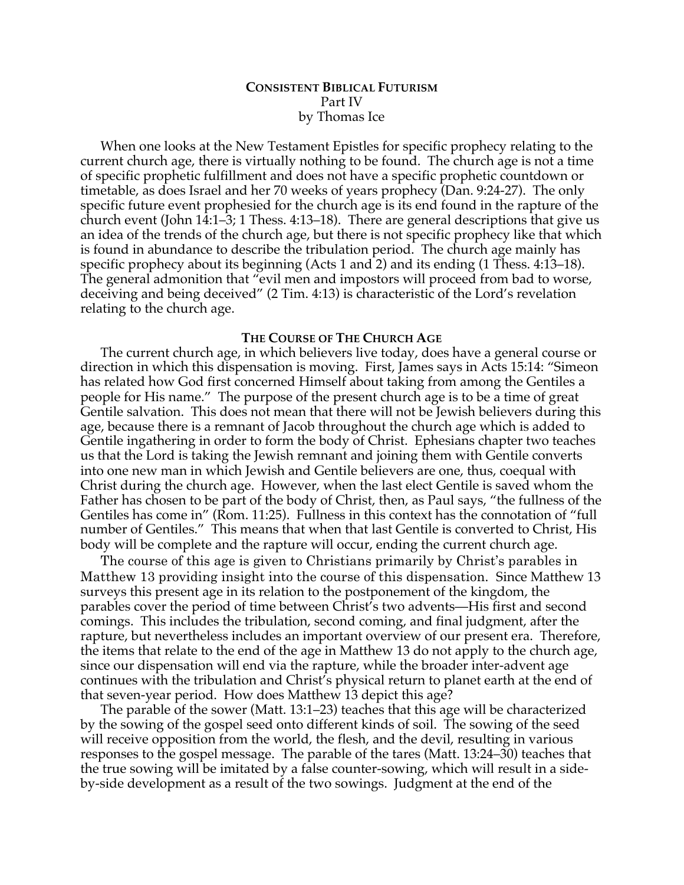**CONSISTENT BIBLICAL FUTURISM**
Part IV
by Thomas Ice

When one looks at the New Testament Epistles for specific prophecy relating to the current church age, there is virtually nothing to be found. The church age is not a time of specific prophetic fulfillment and does not have a specific prophetic countdown or timetable, as does Israel and her 70 weeks of years prophecy (Dan. 9:24-27). The only specific future event prophesied for the church age is its end found in the rapture of the church event (John 14:1–3; 1 Thess. 4:13–18). There are general descriptions that give us an idea of the trends of the church age, but there is not specific prophecy like that which is found in abundance to describe the tribulation period. The church age mainly has specific prophecy about its beginning (Acts 1 and 2) and its ending (1 Thess. 4:13–18). The general admonition that "evil men and impostors will proceed from bad to worse, deceiving and being deceived" (2 Tim. 4:13) is characteristic of the Lord's revelation relating to the church age.

## THE COURSE OF THE CHURCH AGE

The current church age, in which believers live today, does have a general course or direction in which this dispensation is moving. First, James says in Acts 15:14: "Simeon has related how God first concerned Himself about taking from among the Gentiles a people for His name." The purpose of the present church age is to be a time of great Gentile salvation. This does not mean that there will not be Jewish believers during this age, because there is a remnant of Jacob throughout the church age which is added to Gentile ingathering in order to form the body of Christ. Ephesians chapter two teaches us that the Lord is taking the Jewish remnant and joining them with Gentile converts into one new man in which Jewish and Gentile believers are one, thus, coequal with Christ during the church age. However, when the last elect Gentile is saved whom the Father has chosen to be part of the body of Christ, then, as Paul says, "the fullness of the Gentiles has come in" (Rom. 11:25). Fullness in this context has the connotation of "full number of Gentiles." This means that when that last Gentile is converted to Christ, His body will be complete and the rapture will occur, ending the current church age.

The course of this age is given to Christians primarily by Christ's parables in Matthew 13 providing insight into the course of this dispensation. Since Matthew 13 surveys this present age in its relation to the postponement of the kingdom, the parables cover the period of time between Christ's two advents—His first and second comings. This includes the tribulation, second coming, and final judgment, after the rapture, but nevertheless includes an important overview of our present era. Therefore, the items that relate to the end of the age in Matthew 13 do not apply to the church age, since our dispensation will end via the rapture, while the broader inter-advent age continues with the tribulation and Christ's physical return to planet earth at the end of that seven-year period. How does Matthew 13 depict this age?

The parable of the sower (Matt. 13:1–23) teaches that this age will be characterized by the sowing of the gospel seed onto different kinds of soil. The sowing of the seed will receive opposition from the world, the flesh, and the devil, resulting in various responses to the gospel message. The parable of the tares (Matt. 13:24–30) teaches that the true sowing will be imitated by a false counter-sowing, which will result in a side-by-side development as a result of the two sowings. Judgment at the end of the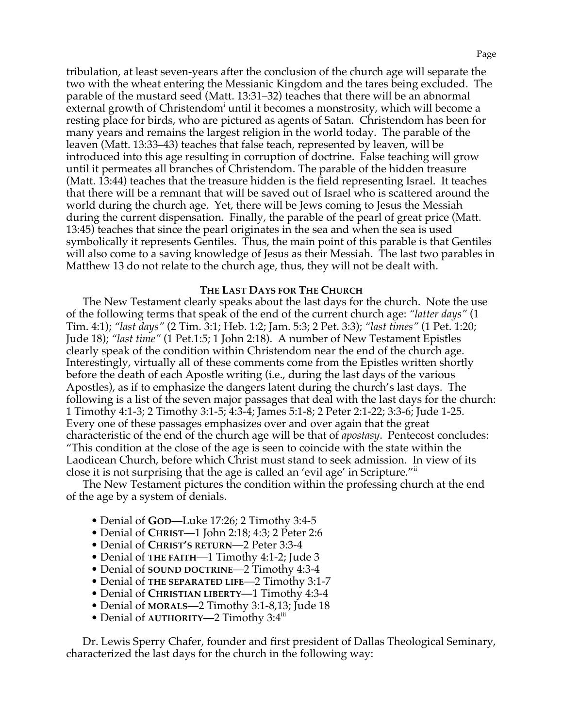tribulation, at least seven-years after the conclusion of the church age will separate the two with the wheat entering the Messianic Kingdom and the tares being excluded. The parable of the mustard seed (Matt. 13:31–32) teaches that there will be an abnormal external growth of Christendom[i] until it becomes a monstrosity, which will become a resting place for birds, who are pictured as agents of Satan. Christendom has been for many years and remains the largest religion in the world today. The parable of the leaven (Matt. 13:33–43) teaches that false teach, represented by leaven, will be introduced into this age resulting in corruption of doctrine. False teaching will grow until it permeates all branches of Christendom. The parable of the hidden treasure (Matt. 13:44) teaches that the treasure hidden is the field representing Israel. It teaches that there will be a remnant that will be saved out of Israel who is scattered around the world during the church age. Yet, there will be Jews coming to Jesus the Messiah during the current dispensation. Finally, the parable of the pearl of great price (Matt. 13:45) teaches that since the pearl originates in the sea and when the sea is used symbolically it represents Gentiles. Thus, the main point of this parable is that Gentiles will also come to a saving knowledge of Jesus as their Messiah. The last two parables in Matthew 13 do not relate to the church age, thus, they will not be dealt with.

**THE LAST DAYS FOR THE CHURCH**

The New Testament clearly speaks about the last days for the church. Note the use of the following terms that speak of the end of the current church age: *"latter days"* (1 Tim. 4:1); *"last days"* (2 Tim. 3:1; Heb. 1:2; Jam. 5:3; 2 Pet. 3:3); *"last times"* (1 Pet. 1:20; Jude 18); *"last time"* (1 Pet.1:5; 1 John 2:18). A number of New Testament Epistles clearly speak of the condition within Christendom near the end of the church age. Interestingly, virtually all of these comments come from the Epistles written shortly before the death of each Apostle writing (i.e., during the last days of the various Apostles), as if to emphasize the dangers latent during the church's last days. The following is a list of the seven major passages that deal with the last days for the church: 1 Timothy 4:1-3; 2 Timothy 3:1-5; 4:3-4; James 5:1-8; 2 Peter 2:1-22; 3:3-6; Jude 1-25. Every one of these passages emphasizes over and over again that the great characteristic of the end of the church age will be that of *apostasy*. Pentecost concludes: "This condition at the close of the age is seen to coincide with the state within the Laodicean Church, before which Christ must stand to seek admission. In view of its close it is not surprising that the age is called an 'evil age' in Scripture."[ii]

The New Testament pictures the condition within the professing church at the end of the age by a system of denials.

- Denial of **GOD**—Luke 17:26; 2 Timothy 3:4-5
- Denial of **CHRIST**—1 John 2:18; 4:3; 2 Peter 2:6
- Denial of **CHRIST'S RETURN**—2 Peter 3:3-4
- Denial of **THE FAITH**—1 Timothy 4:1-2; Jude 3
- Denial of **SOUND DOCTRINE**—2 Timothy 4:3-4
- Denial of **THE SEPARATED LIFE**—2 Timothy 3:1-7
- Denial of **CHRISTIAN LIBERTY**—1 Timothy 4:3-4
- Denial of **MORALS**—2 Timothy 3:1-8,13; Jude 18
- Denial of **AUTHORITY**—2 Timothy 3:4[iii]

Dr. Lewis Sperry Chafer, founder and first president of Dallas Theological Seminary, characterized the last days for the church in the following way: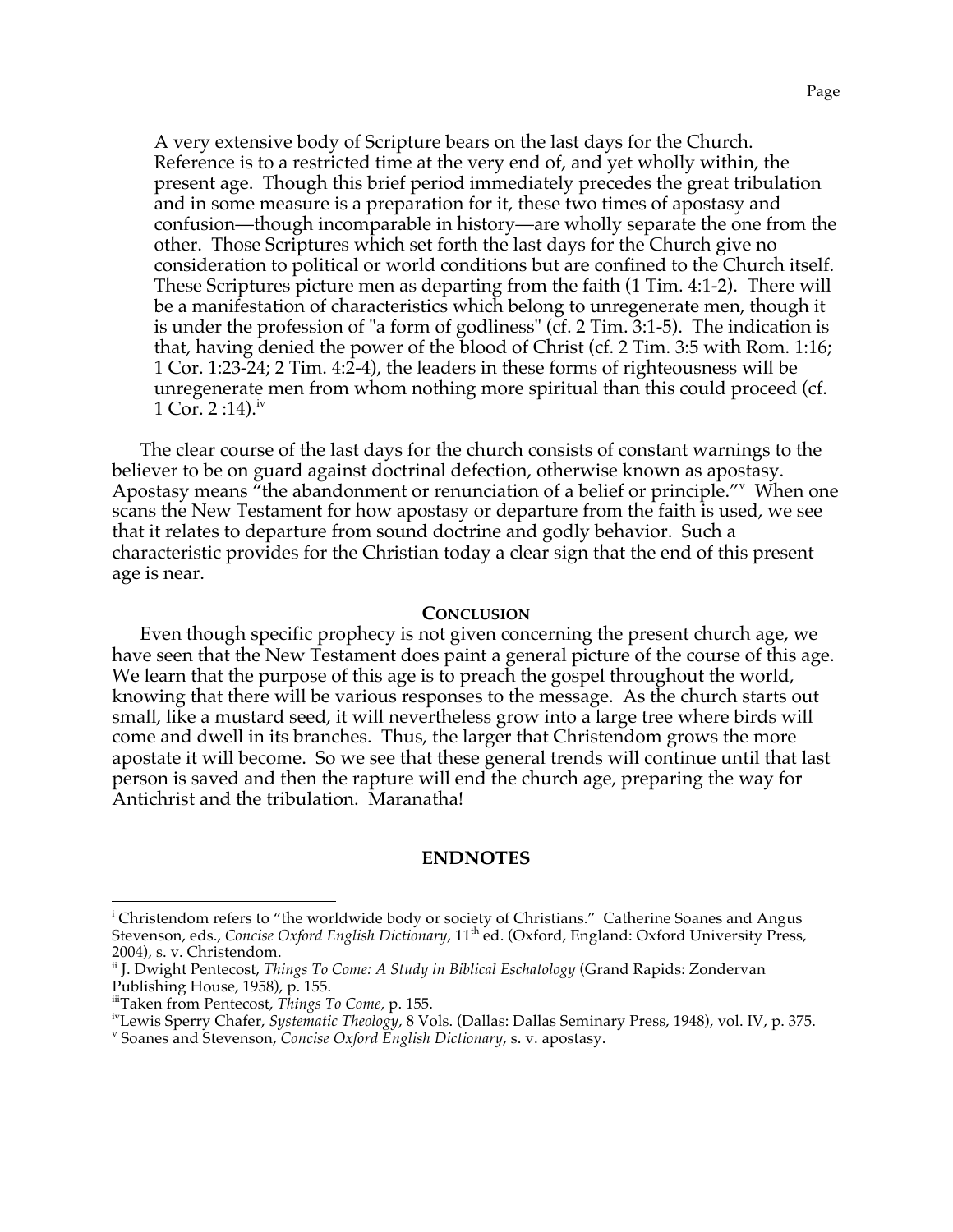> A very extensive body of Scripture bears on the last days for the Church. Reference is to a restricted time at the very end of, and yet wholly within, the present age. Though this brief period immediately precedes the great tribulation and in some measure is a preparation for it, these two times of apostasy and confusion—though incomparable in history—are wholly separate the one from the other. Those Scriptures which set forth the last days for the Church give no consideration to political or world conditions but are confined to the Church itself. These Scriptures picture men as departing from the faith (1 Tim. 4:1-2). There will be a manifestation of characteristics which belong to unregenerate men, though it is under the profession of "a form of godliness" (cf. 2 Tim. 3:1-5). The indication is that, having denied the power of the blood of Christ (cf. 2 Tim. 3:5 with Rom. 1:16; 1 Cor. 1:23-24; 2 Tim. 4:2-4), the leaders in these forms of righteousness will be unregenerate men from whom nothing more spiritual than this could proceed (cf. 1 Cor. 2 :14).[iv]

The clear course of the last days for the church consists of constant warnings to the believer to be on guard against doctrinal defection, otherwise known as apostasy. Apostasy means "the abandonment or renunciation of a belief or principle."[v] When one scans the New Testament for how apostasy or departure from the faith is used, we see that it relates to departure from sound doctrine and godly behavior. Such a characteristic provides for the Christian today a clear sign that the end of this present age is near.

## CONCLUSION

Even though specific prophecy is not given concerning the present church age, we have seen that the New Testament does paint a general picture of the course of this age. We learn that the purpose of this age is to preach the gospel throughout the world, knowing that there will be various responses to the message. As the church starts out small, like a mustard seed, it will nevertheless grow into a large tree where birds will come and dwell in its branches. Thus, the larger that Christendom grows the more apostate it will become. So we see that these general trends will continue until that last person is saved and then the rapture will end the church age, preparing the way for Antichrist and the tribulation. Maranatha!

## ENDNOTES

[i] Christendom refers to "the worldwide body or society of Christians." Catherine Soanes and Angus Stevenson, eds., *Concise Oxford English Dictionary*, 11th ed. (Oxford, England: Oxford University Press, 2004), s. v. Christendom.

[ii] J. Dwight Pentecost, *Things To Come: A Study in Biblical Eschatology* (Grand Rapids: Zondervan Publishing House, 1958), p. 155.

[iii] Taken from Pentecost, *Things To Come,* p. 155.

[iv] Lewis Sperry Chafer, *Systematic Theology*, 8 Vols. (Dallas: Dallas Seminary Press, 1948), vol. IV, p. 375.

[v] Soanes and Stevenson, *Concise Oxford English Dictionary*, s. v. apostasy.